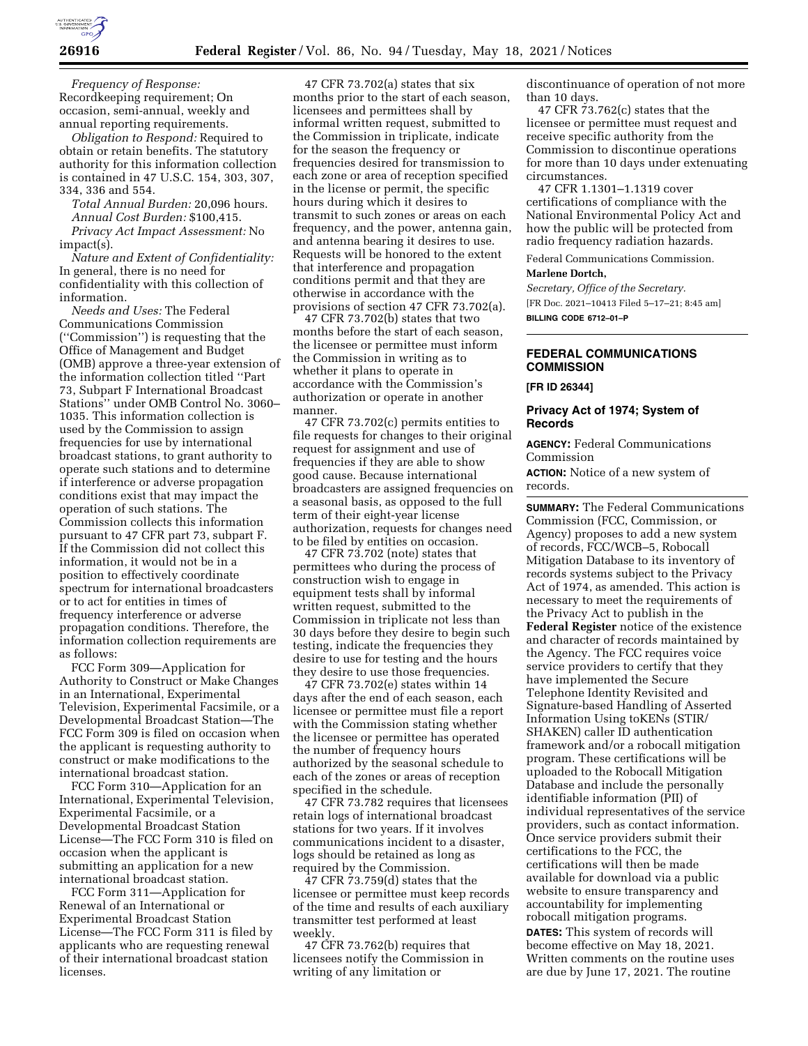*Frequency of Response:* Recordkeeping requirement; On occasion, semi-annual, weekly and annual reporting requirements.

*Obligation to Respond:* Required to obtain or retain benefits. The statutory authority for this information collection is contained in 47 U.S.C. 154, 303, 307, 334, 336 and 554.

*Total Annual Burden:* 20,096 hours.

*Annual Cost Burden:* $100,415.

*Privacy Act Impact Assessment:* No impact(s).

*Nature and Extent of Confidentiality:* In general, there is no need for confidentiality with this collection of information.

*Needs and Uses:* The Federal Communications Commission (''Commission'') is requesting that the Office of Management and Budget (OMB) approve a three-year extension of the information collection titled ''Part 73, Subpart F International Broadcast Stations'' under OMB Control No. 3060–1035. This information collection is used by the Commission to assign frequencies for use by international broadcast stations, to grant authority to operate such stations and to determine if interference or adverse propagation conditions exist that may impact the operation of such stations. The Commission collects this information pursuant to 47 CFR part 73, subpart F. If the Commission did not collect this information, it would not be in a position to effectively coordinate spectrum for international broadcasters or to act for entities in times of frequency interference or adverse propagation conditions. Therefore, the information collection requirements are as follows:

FCC Form 309—Application for Authority to Construct or Make Changes in an International, Experimental Television, Experimental Facsimile, or a Developmental Broadcast Station—The FCC Form 309 is filed on occasion when the applicant is requesting authority to construct or make modifications to the international broadcast station.

FCC Form 310—Application for an International, Experimental Television, Experimental Facsimile, or a Developmental Broadcast Station License—The FCC Form 310 is filed on occasion when the applicant is submitting an application for a new international broadcast station.

FCC Form 311—Application for Renewal of an International or Experimental Broadcast Station License—The FCC Form 311 is filed by applicants who are requesting renewal of their international broadcast station licenses.

47 CFR 73.702(a) states that six months prior to the start of each season, licensees and permittees shall by informal written request, submitted to the Commission in triplicate, indicate for the season the frequency or frequencies desired for transmission to each zone or area of reception specified in the license or permit, the specific hours during which it desires to transmit to such zones or areas on each frequency, and the power, antenna gain, and antenna bearing it desires to use. Requests will be honored to the extent that interference and propagation conditions permit and that they are otherwise in accordance with the provisions of section 47 CFR 73.702(a).

47 CFR 73.702(b) states that two months before the start of each season, the licensee or permittee must inform the Commission in writing as to whether it plans to operate in accordance with the Commission's authorization or operate in another manner.

47 CFR 73.702(c) permits entities to file requests for changes to their original request for assignment and use of frequencies if they are able to show good cause. Because international broadcasters are assigned frequencies on a seasonal basis, as opposed to the full term of their eight-year license authorization, requests for changes need to be filed by entities on occasion.

47 CFR 73.702 (note) states that permittees who during the process of construction wish to engage in equipment tests shall by informal written request, submitted to the Commission in triplicate not less than 30 days before they desire to begin such testing, indicate the frequencies they desire to use for testing and the hours they desire to use those frequencies.

47 CFR 73.702(e) states within 14 days after the end of each season, each licensee or permittee must file a report with the Commission stating whether the licensee or permittee has operated the number of frequency hours authorized by the seasonal schedule to each of the zones or areas of reception specified in the schedule.

47 CFR 73.782 requires that licensees retain logs of international broadcast stations for two years. If it involves communications incident to a disaster, logs should be retained as long as required by the Commission.

47 CFR 73.759(d) states that the licensee or permittee must keep records of the time and results of each auxiliary transmitter test performed at least weekly.

47 CFR 73.762(b) requires that licensees notify the Commission in writing of any limitation or discontinuance of operation of not more than 10 days.

47 CFR 73.762(c) states that the licensee or permittee must request and receive specific authority from the Commission to discontinue operations for more than 10 days under extenuating circumstances.

47 CFR 1.1301–1.1319 cover certifications of compliance with the National Environmental Policy Act and how the public will be protected from radio frequency radiation hazards.

Federal Communications Commission.

**Marlene Dortch,**

*Secretary, Office of the Secretary.*

[FR Doc. 2021–10413 Filed 5–17–21; 8:45 am]

**BILLING CODE 6712–01–P**

---

## FEDERAL COMMUNICATIONS COMMISSION

**[FR ID 26344]**

## Privacy Act of 1974; System of Records

**AGENCY:** Federal Communications Commission

**ACTION:** Notice of a new system of records.

**SUMMARY:** The Federal Communications Commission (FCC, Commission, or Agency) proposes to add a new system of records, FCC/WCB–5, Robocall Mitigation Database to its inventory of records systems subject to the Privacy Act of 1974, as amended. This action is necessary to meet the requirements of the Privacy Act to publish in the **Federal Register** notice of the existence and character of records maintained by the Agency. The FCC requires voice service providers to certify that they have implemented the Secure Telephone Identity Revisited and Signature-based Handling of Asserted Information Using toKENs (STIR/SHAKEN) caller ID authentication framework and/or a robocall mitigation program. These certifications will be uploaded to the Robocall Mitigation Database and include the personally identifiable information (PII) of individual representatives of the service providers, such as contact information. Once service providers submit their certifications to the FCC, the certifications will then be made available for download via a public website to ensure transparency and accountability for implementing robocall mitigation programs.

**DATES:** This system of records will become effective on May 18, 2021. Written comments on the routine uses are due by June 17, 2021. The routine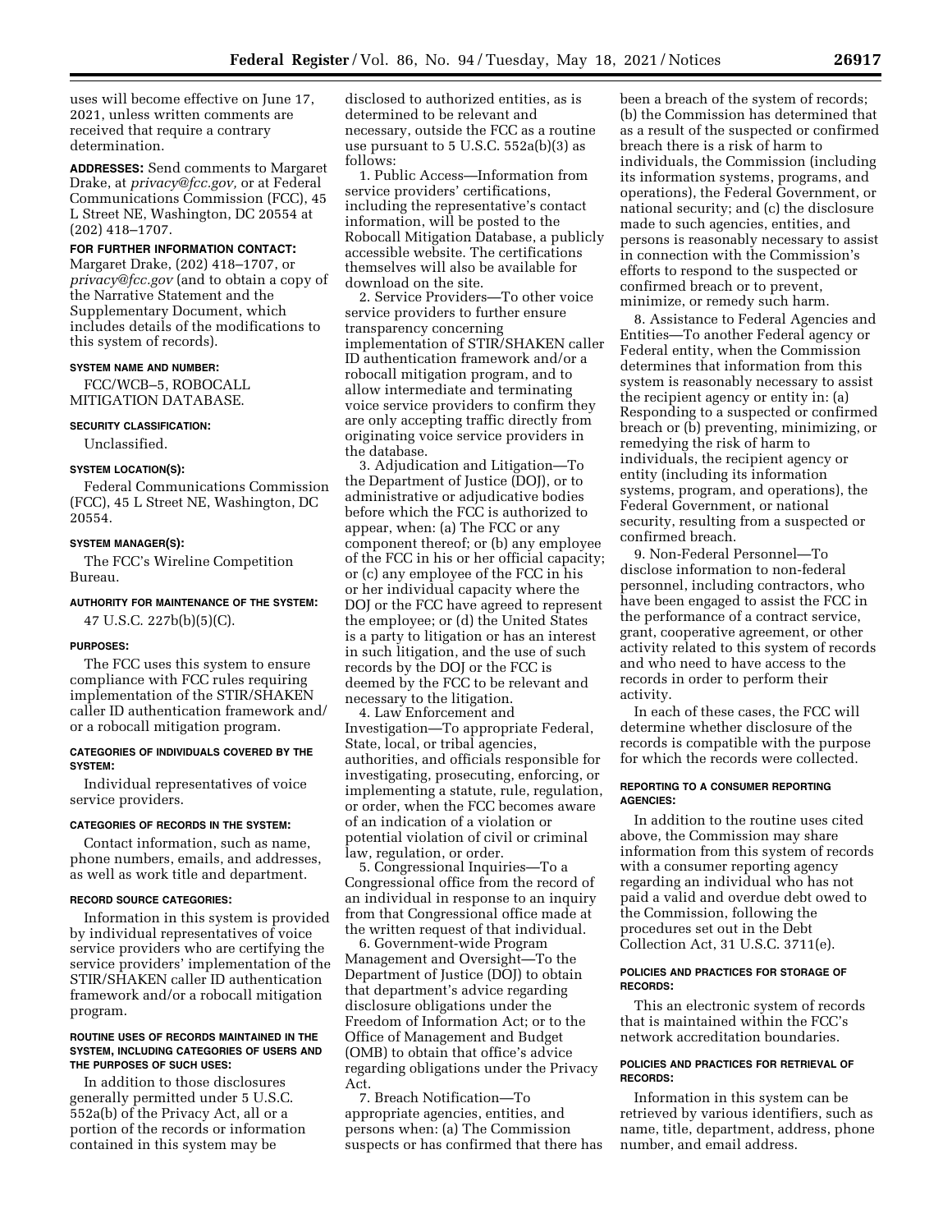uses will become effective on June 17, 2021, unless written comments are received that require a contrary determination.

**ADDRESSES:** Send comments to Margaret Drake, at *privacy@fcc.gov,* or at Federal Communications Commission (FCC), 45 L Street NE, Washington, DC 20554 at (202) 418–1707.

**FOR FURTHER INFORMATION CONTACT:** Margaret Drake, (202) 418–1707, or *privacy@fcc.gov* (and to obtain a copy of the Narrative Statement and the Supplementary Document, which includes details of the modifications to this system of records).

**SYSTEM NAME AND NUMBER:**

FCC/WCB–5, ROBOCALL MITIGATION DATABASE.

**SECURITY CLASSIFICATION:**

Unclassified.

**SYSTEM LOCATION(S):**

Federal Communications Commission (FCC), 45 L Street NE, Washington, DC 20554.

**SYSTEM MANAGER(S):**

The FCC's Wireline Competition Bureau.

**AUTHORITY FOR MAINTENANCE OF THE SYSTEM:**

47 U.S.C. 227b(b)(5)(C).

**PURPOSES:**

The FCC uses this system to ensure compliance with FCC rules requiring implementation of the STIR/SHAKEN caller ID authentication framework and/or a robocall mitigation program.

**CATEGORIES OF INDIVIDUALS COVERED BY THE SYSTEM:**

Individual representatives of voice service providers.

**CATEGORIES OF RECORDS IN THE SYSTEM:**

Contact information, such as name, phone numbers, emails, and addresses, as well as work title and department.

**RECORD SOURCE CATEGORIES:**

Information in this system is provided by individual representatives of voice service providers who are certifying the service providers' implementation of the STIR/SHAKEN caller ID authentication framework and/or a robocall mitigation program.

**ROUTINE USES OF RECORDS MAINTAINED IN THE SYSTEM, INCLUDING CATEGORIES OF USERS AND THE PURPOSES OF SUCH USES:**

In addition to those disclosures generally permitted under 5 U.S.C. 552a(b) of the Privacy Act, all or a portion of the records or information contained in this system may be disclosed to authorized entities, as is determined to be relevant and necessary, outside the FCC as a routine use pursuant to 5 U.S.C. 552a(b)(3) as follows:

1. Public Access—Information from service providers' certifications, including the representative's contact information, will be posted to the Robocall Mitigation Database, a publicly accessible website. The certifications themselves will also be available for download on the site.

2. Service Providers—To other voice service providers to further ensure transparency concerning implementation of STIR/SHAKEN caller ID authentication framework and/or a robocall mitigation program, and to allow intermediate and terminating voice service providers to confirm they are only accepting traffic directly from originating voice service providers in the database.

3. Adjudication and Litigation—To the Department of Justice (DOJ), or to administrative or adjudicative bodies before which the FCC is authorized to appear, when: (a) The FCC or any component thereof; or (b) any employee of the FCC in his or her official capacity; or (c) any employee of the FCC in his or her individual capacity where the DOJ or the FCC have agreed to represent the employee; or (d) the United States is a party to litigation or has an interest in such litigation, and the use of such records by the DOJ or the FCC is deemed by the FCC to be relevant and necessary to the litigation.

4. Law Enforcement and Investigation—To appropriate Federal, State, local, or tribal agencies, authorities, and officials responsible for investigating, prosecuting, enforcing, or implementing a statute, rule, regulation, or order, when the FCC becomes aware of an indication of a violation or potential violation of civil or criminal law, regulation, or order.

5. Congressional Inquiries—To a Congressional office from the record of an individual in response to an inquiry from that Congressional office made at the written request of that individual.

6. Government-wide Program Management and Oversight—To the Department of Justice (DOJ) to obtain that department's advice regarding disclosure obligations under the Freedom of Information Act; or to the Office of Management and Budget (OMB) to obtain that office's advice regarding obligations under the Privacy Act.

7. Breach Notification—To appropriate agencies, entities, and persons when: (a) The Commission suspects or has confirmed that there has been a breach of the system of records; (b) the Commission has determined that as a result of the suspected or confirmed breach there is a risk of harm to individuals, the Commission (including its information systems, programs, and operations), the Federal Government, or national security; and (c) the disclosure made to such agencies, entities, and persons is reasonably necessary to assist in connection with the Commission's efforts to respond to the suspected or confirmed breach or to prevent, minimize, or remedy such harm.

8. Assistance to Federal Agencies and Entities—To another Federal agency or Federal entity, when the Commission determines that information from this system is reasonably necessary to assist the recipient agency or entity in: (a) Responding to a suspected or confirmed breach or (b) preventing, minimizing, or remedying the risk of harm to individuals, the recipient agency or entity (including its information systems, program, and operations), the Federal Government, or national security, resulting from a suspected or confirmed breach.

9. Non-Federal Personnel—To disclose information to non-federal personnel, including contractors, who have been engaged to assist the FCC in the performance of a contract service, grant, cooperative agreement, or other activity related to this system of records and who need to have access to the records in order to perform their activity.

In each of these cases, the FCC will determine whether disclosure of the records is compatible with the purpose for which the records were collected.

**REPORTING TO A CONSUMER REPORTING AGENCIES:**

In addition to the routine uses cited above, the Commission may share information from this system of records with a consumer reporting agency regarding an individual who has not paid a valid and overdue debt owed to the Commission, following the procedures set out in the Debt Collection Act, 31 U.S.C. 3711(e).

**POLICIES AND PRACTICES FOR STORAGE OF RECORDS:**

This an electronic system of records that is maintained within the FCC's network accreditation boundaries.

**POLICIES AND PRACTICES FOR RETRIEVAL OF RECORDS:**

Information in this system can be retrieved by various identifiers, such as name, title, department, address, phone number, and email address.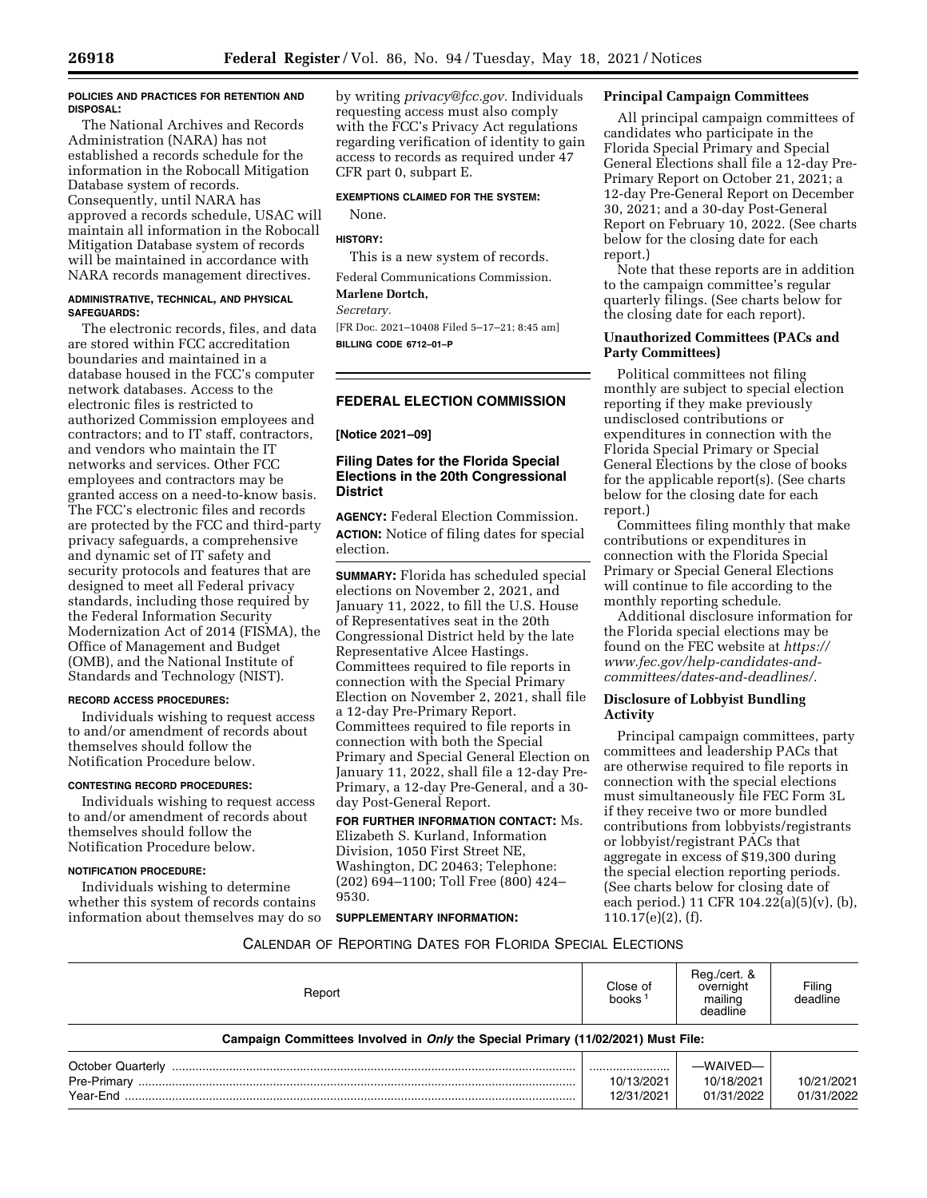**POLICIES AND PRACTICES FOR RETENTION AND DISPOSAL:**

The National Archives and Records Administration (NARA) has not established a records schedule for the information in the Robocall Mitigation Database system of records. Consequently, until NARA has approved a records schedule, USAC will maintain all information in the Robocall Mitigation Database system of records will be maintained in accordance with NARA records management directives.

**ADMINISTRATIVE, TECHNICAL, AND PHYSICAL SAFEGUARDS:**

The electronic records, files, and data are stored within FCC accreditation boundaries and maintained in a database housed in the FCC's computer network databases. Access to the electronic files is restricted to authorized Commission employees and contractors; and to IT staff, contractors, and vendors who maintain the IT networks and services. Other FCC employees and contractors may be granted access on a need-to-know basis. The FCC's electronic files and records are protected by the FCC and third-party privacy safeguards, a comprehensive and dynamic set of IT safety and security protocols and features that are designed to meet all Federal privacy standards, including those required by the Federal Information Security Modernization Act of 2014 (FISMA), the Office of Management and Budget (OMB), and the National Institute of Standards and Technology (NIST).

**RECORD ACCESS PROCEDURES:**

Individuals wishing to request access to and/or amendment of records about themselves should follow the Notification Procedure below.

**CONTESTING RECORD PROCEDURES:**

Individuals wishing to request access to and/or amendment of records about themselves should follow the Notification Procedure below.

**NOTIFICATION PROCEDURE:**

Individuals wishing to determine whether this system of records contains information about themselves may do so by writing *privacy@fcc.gov*. Individuals requesting access must also comply with the FCC's Privacy Act regulations regarding verification of identity to gain access to records as required under 47 CFR part 0, subpart E.

**EXEMPTIONS CLAIMED FOR THE SYSTEM:**

None.

**HISTORY:**

This is a new system of records.

Federal Communications Commission.

**Marlene Dortch,**

*Secretary.*

[FR Doc. 2021–10408 Filed 5–17–21; 8:45 am]

**BILLING CODE 6712–01–P**

## FEDERAL ELECTION COMMISSION

**[Notice 2021–09]**

### Filing Dates for the Florida Special Elections in the 20th Congressional District

**AGENCY:** Federal Election Commission.

**ACTION:** Notice of filing dates for special election.

**SUMMARY:** Florida has scheduled special elections on November 2, 2021, and January 11, 2022, to fill the U.S. House of Representatives seat in the 20th Congressional District held by the late Representative Alcee Hastings. Committees required to file reports in connection with the Special Primary Election on November 2, 2021, shall file a 12-day Pre-Primary Report. Committees required to file reports in connection with both the Special Primary and Special General Election on January 11, 2022, shall file a 12-day Pre-Primary, a 12-day Pre-General, and a 30-day Post-General Report.

**FOR FURTHER INFORMATION CONTACT:** Ms. Elizabeth S. Kurland, Information Division, 1050 First Street NE, Washington, DC 20463; Telephone: (202) 694–1100; Toll Free (800) 424–9530.

**SUPPLEMENTARY INFORMATION:**

**Principal Campaign Committees**

All principal campaign committees of candidates who participate in the Florida Special Primary and Special General Elections shall file a 12-day Pre-Primary Report on October 21, 2021; a 12-day Pre-General Report on December 30, 2021; and a 30-day Post-General Report on February 10, 2022. (See charts below for the closing date for each report.)

Note that these reports are in addition to the campaign committee's regular quarterly filings. (See charts below for the closing date for each report).

**Unauthorized Committees (PACs and Party Committees)**

Political committees not filing monthly are subject to special election reporting if they make previously undisclosed contributions or expenditures in connection with the Florida Special Primary or Special General Elections by the close of books for the applicable report(s). (See charts below for the closing date for each report.)

Committees filing monthly that make contributions or expenditures in connection with the Florida Special Primary or Special General Elections will continue to file according to the monthly reporting schedule.

Additional disclosure information for the Florida special elections may be found on the FEC website at *https://www.fec.gov/help-candidates-and-committees/dates-and-deadlines/*.

**Disclosure of Lobbyist Bundling Activity**

Principal campaign committees, party committees and leadership PACs that are otherwise required to file reports in connection with the special elections must simultaneously file FEC Form 3L if they receive two or more bundled contributions from lobbyists/registrants or lobbyist/registrant PACs that aggregate in excess of $19,300 during the special election reporting periods. (See charts below for closing date of each period.) 11 CFR 104.22(a)(5)(v), (b), 110.17(e)(2), (f).

CALENDAR OF REPORTING DATES FOR FLORIDA SPECIAL ELECTIONS

| Report | Close of books [1] | Reg./cert. & overnight mailing deadline | Filing deadline |
|---|---|---|---|
| **Campaign Committees Involved in *Only* the Special Primary (11/02/2021) Must File:** | | | |
| October Quarterly | | —WAIVED— | |
| Pre-Primary | 10/13/2021 | 10/18/2021 | 10/21/2021 |
| Year-End | 12/31/2021 | 01/31/2022 | 01/31/2022 |